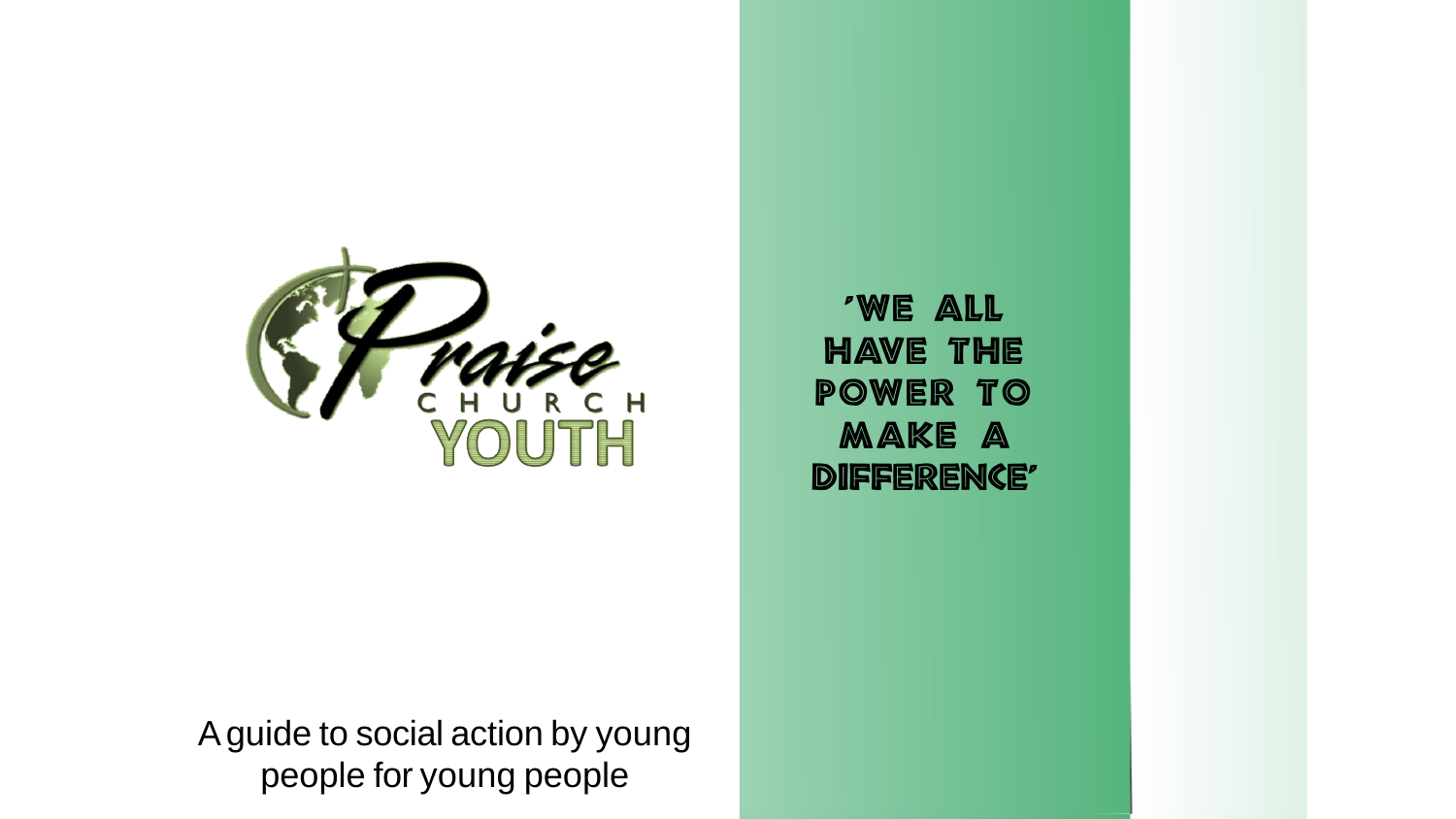Praise

CHURCH

YOUTH

'WE ALL HAVE THE POWER TO MAKE A DIFFERENCE'

A guide to social action by young people for young people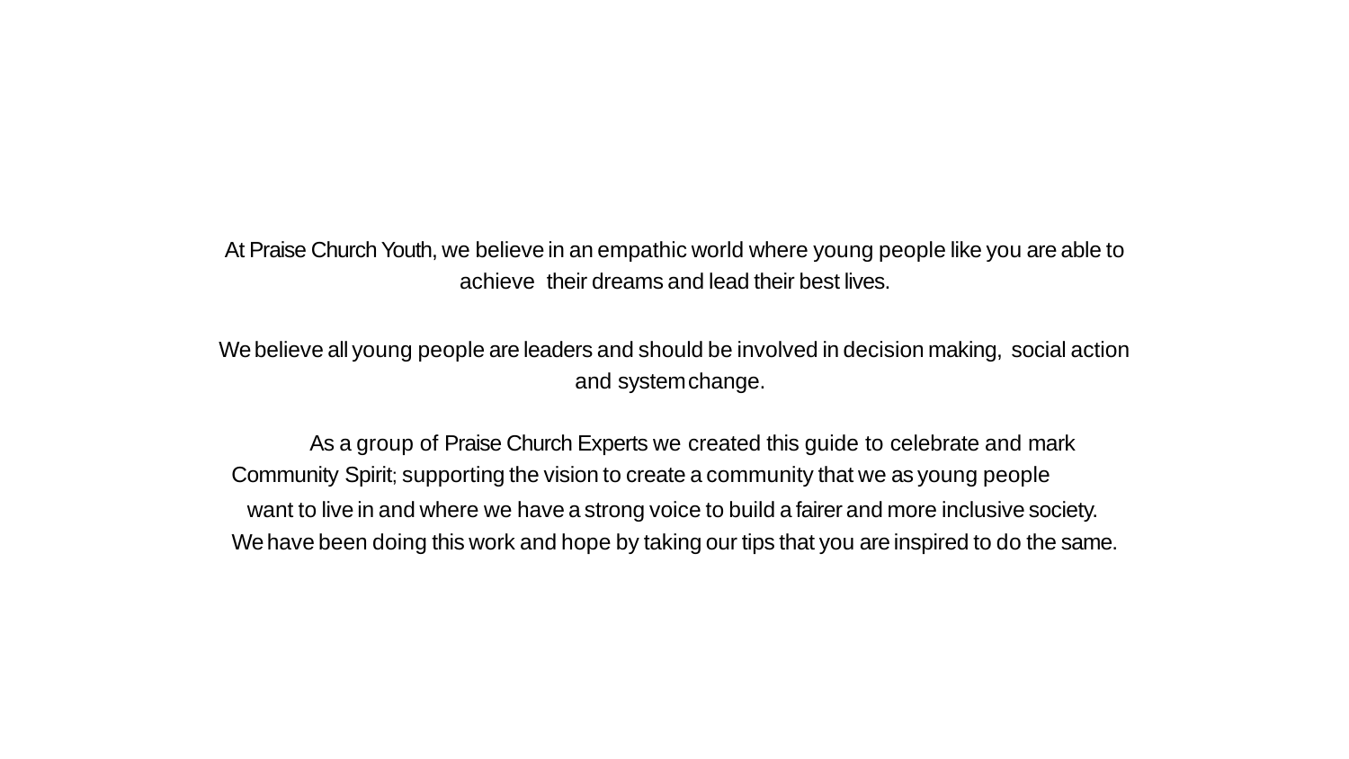At Praise Church Youth, we believe in an empathic world where young people like you are able to achieve their dreams and lead their best lives.

We believe all young people are leaders and should be involved in decision making, social action and system change.

As a group of Praise Church Experts we created this guide to celebrate and mark Community Spirit; supporting the vision to create a community that we as young people want to live in and where we have a strong voice to build a fairer and more inclusive society. We have been doing this work and hope by taking our tips that you are inspired to do the same.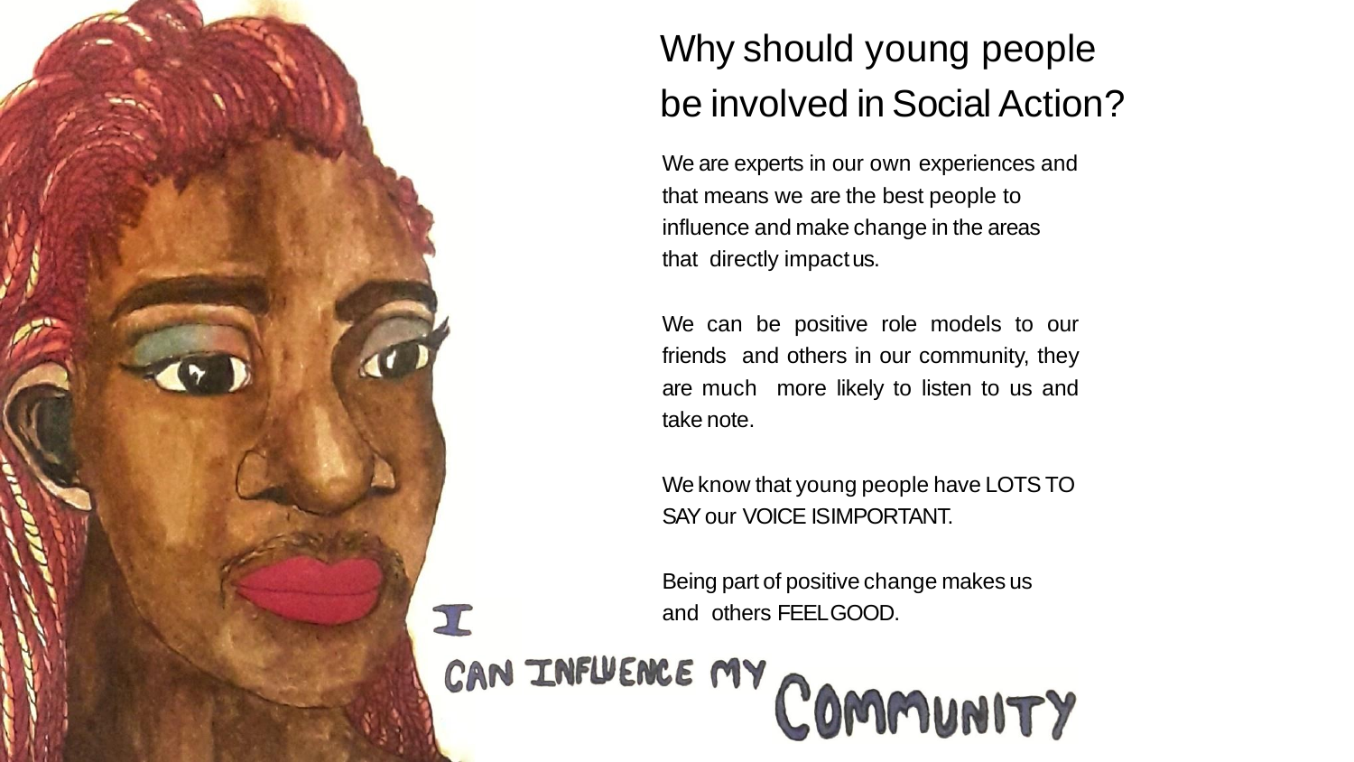# Why should young people be involved in Social Action?

We are experts in our own experiences and that means we are the best people to influence and make change in the areas that directly impact us.

We can be positive role models to our friends and others in our community, they are much more likely to listen to us and take note.

We know that young people have LOTS TO SAY our VOICE IS IMPORTANT.

Being part of positive change makes us and others FEEL GOOD.

I CAN INFLUENCE MY COMMUNITY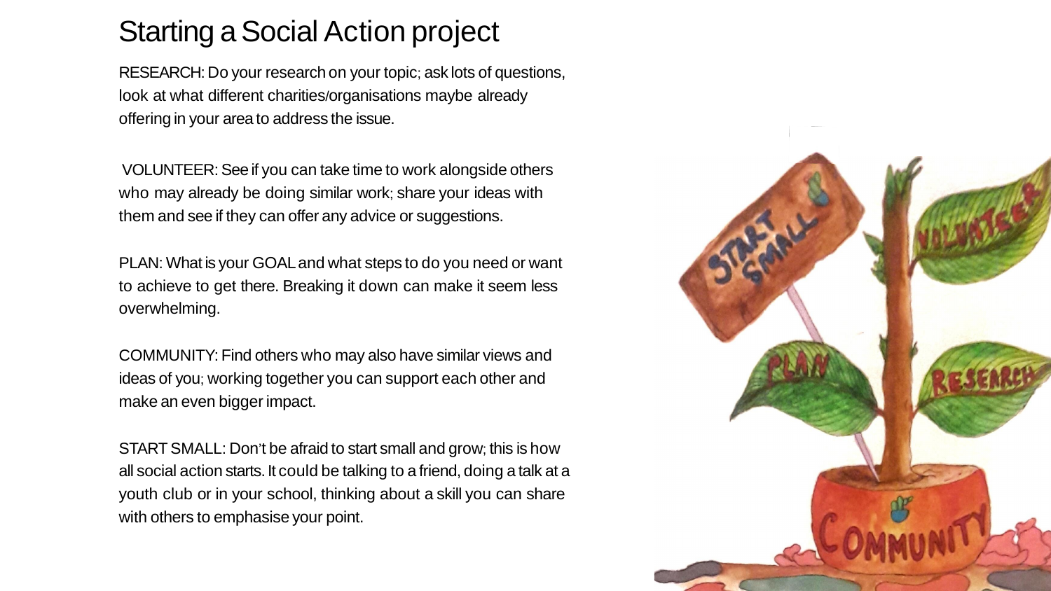# Starting a Social Action project

RESEARCH: Do your research on your topic; ask lots of questions, look at what different charities/organisations maybe already offering in your area to address the issue.

VOLUNTEER: See if you can take time to work alongside others who may already be doing similar work; share your ideas with them and see if they can offer any advice or suggestions.

PLAN: What is your GOAL and what steps to do you need or want to achieve to get there. Breaking it down can make it seem less overwhelming.

COMMUNITY: Find others who may also have similar views and ideas of you; working together you can support each other and make an even bigger impact.

START SMALL: Don't be afraid to start small and grow; this is how all social action starts. It could be talking to a friend, doing a talk at a youth club or in your school, thinking about a skill you can share with others to emphasise your point.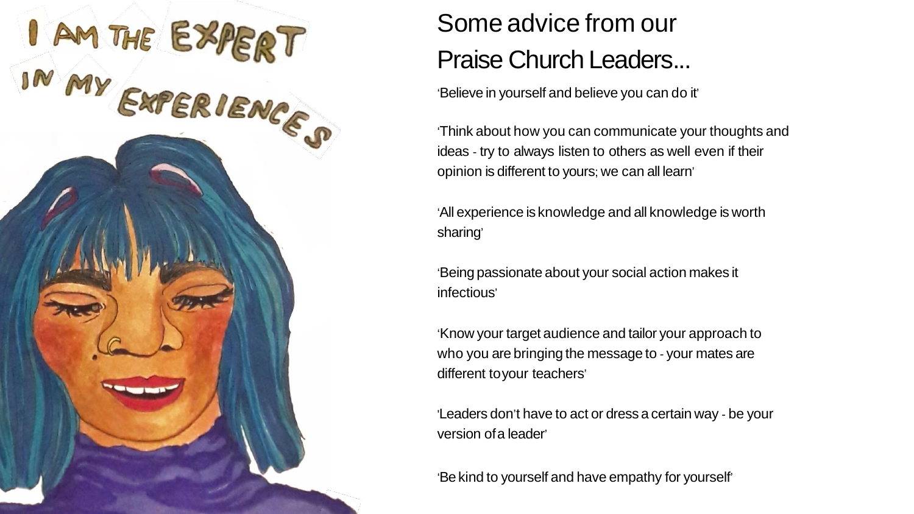I AM THE EXPERT IN MY EXPERIENCES

# Some advice from our Praise Church Leaders...

'Believe in yourself and believe you can do it'

'Think about how you can communicate your thoughts and ideas - try to always listen to others as well even if their opinion is different to yours; we can all learn'

'All experience is knowledge and all knowledge is worth sharing'

'Being passionate about your social action makes it infectious'

'Know your target audience and tailor your approach to who you are bringing the message to - your mates are different to your teachers'

'Leaders don't have to act or dress a certain way - be your version of a leader'

'Be kind to yourself and have empathy for yourself'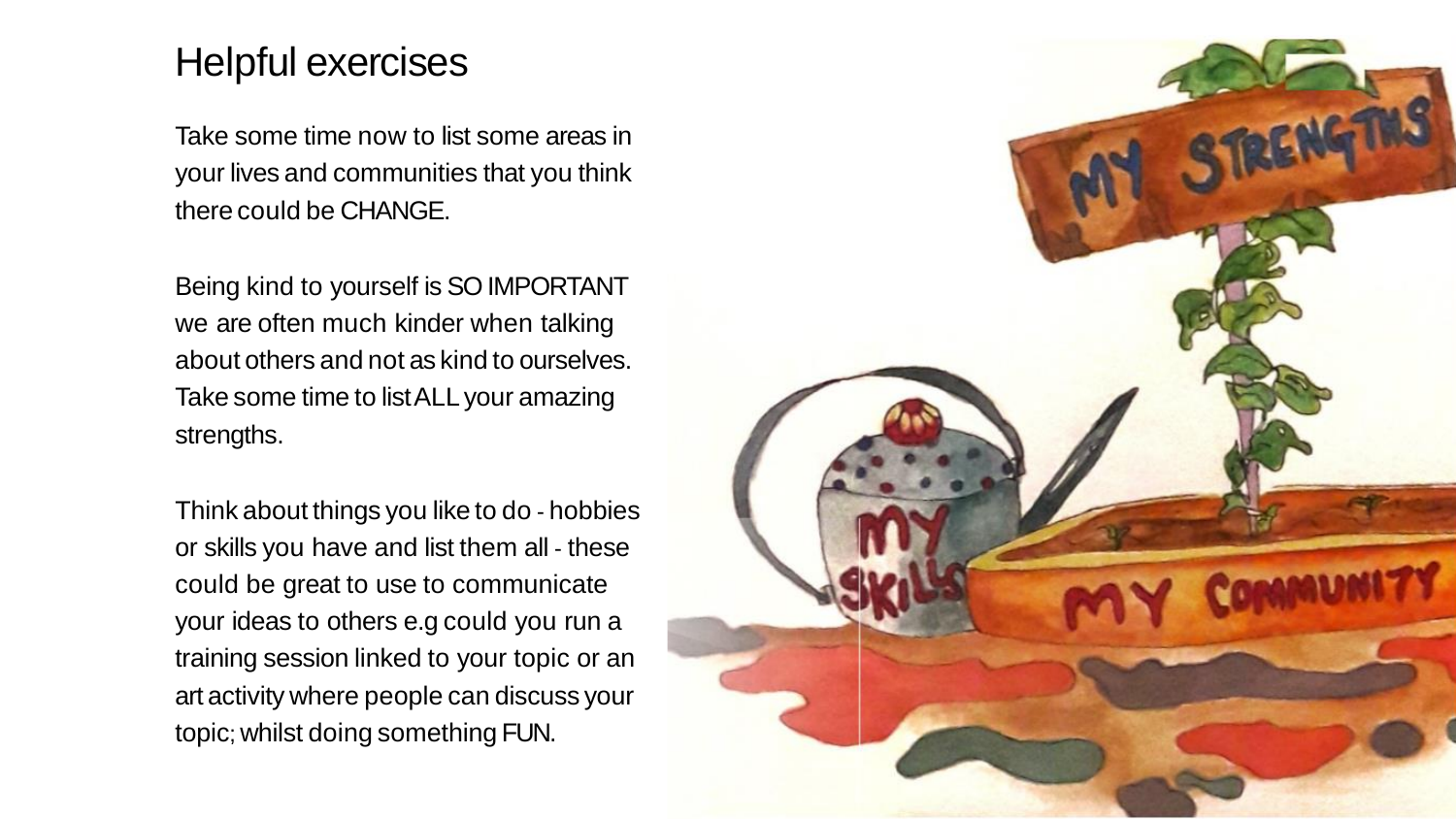# Helpful exercises

Take some time now to list some areas in your lives and communities that you think there could be CHANGE.

Being kind to yourself is SO IMPORTANT we are often much kinder when talking about others and not as kind to ourselves. Take some time to list ALL your amazing strengths.

Think about things you like to do - hobbies or skills you have and list them all - these could be great to use to communicate your ideas to others e.g could you run a training session linked to your topic or an art activity where people can discuss your topic; whilst doing something FUN.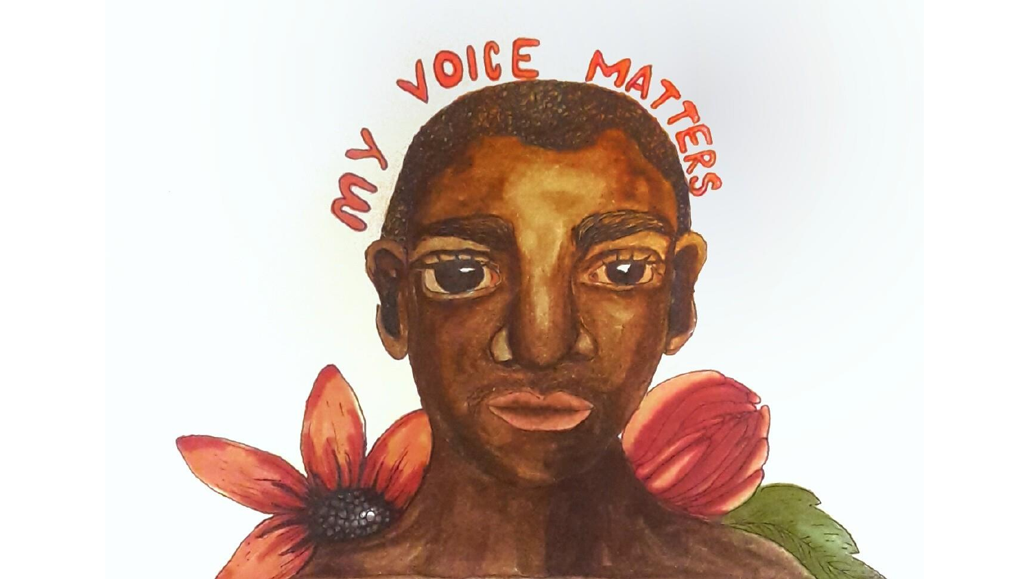MY VOICE MATTERS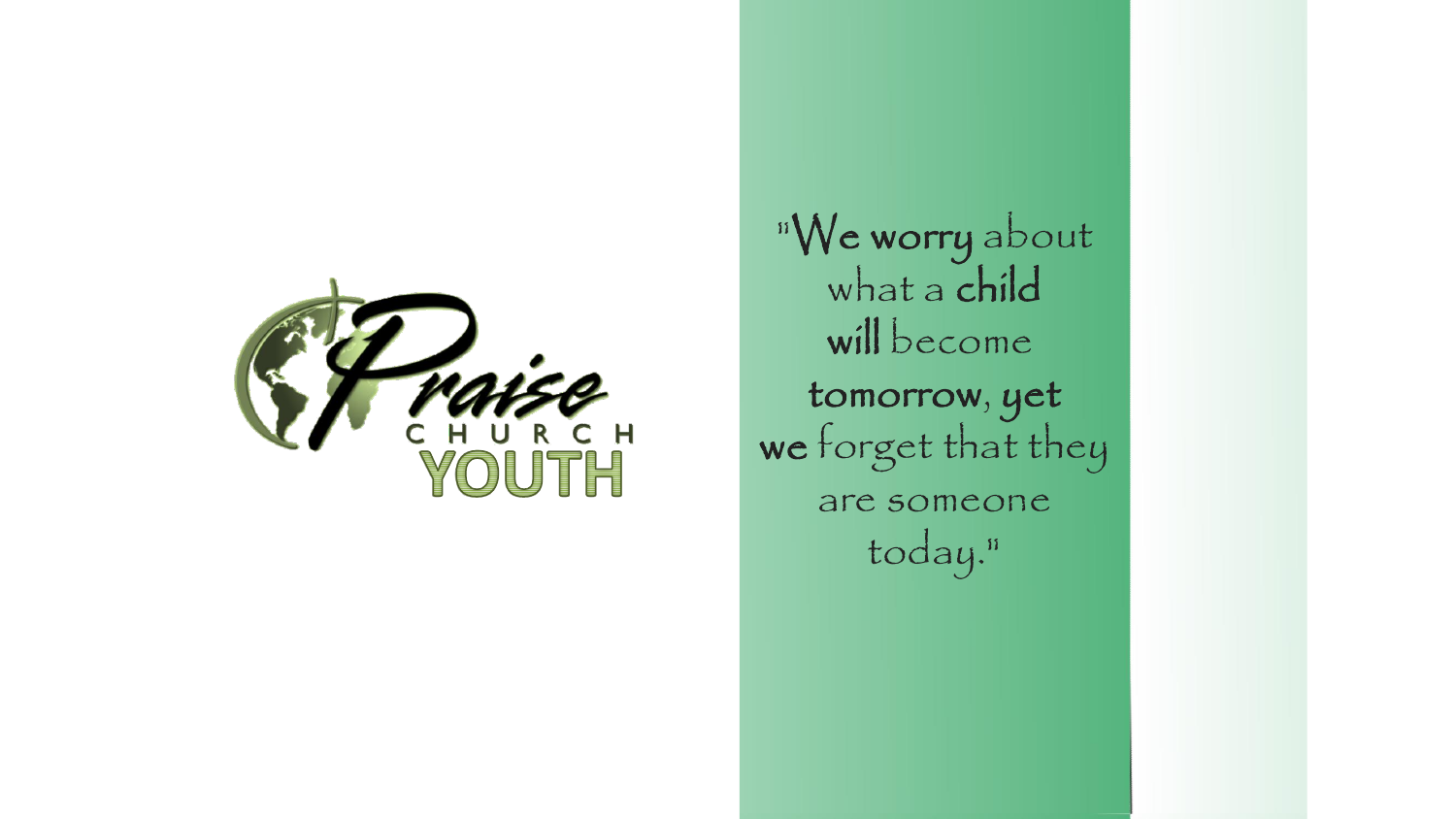Praise

CHURCH

YOUTH

"**We worry** about what a **child will** become **tomorrow**, **yet we** forget that they are someone today."